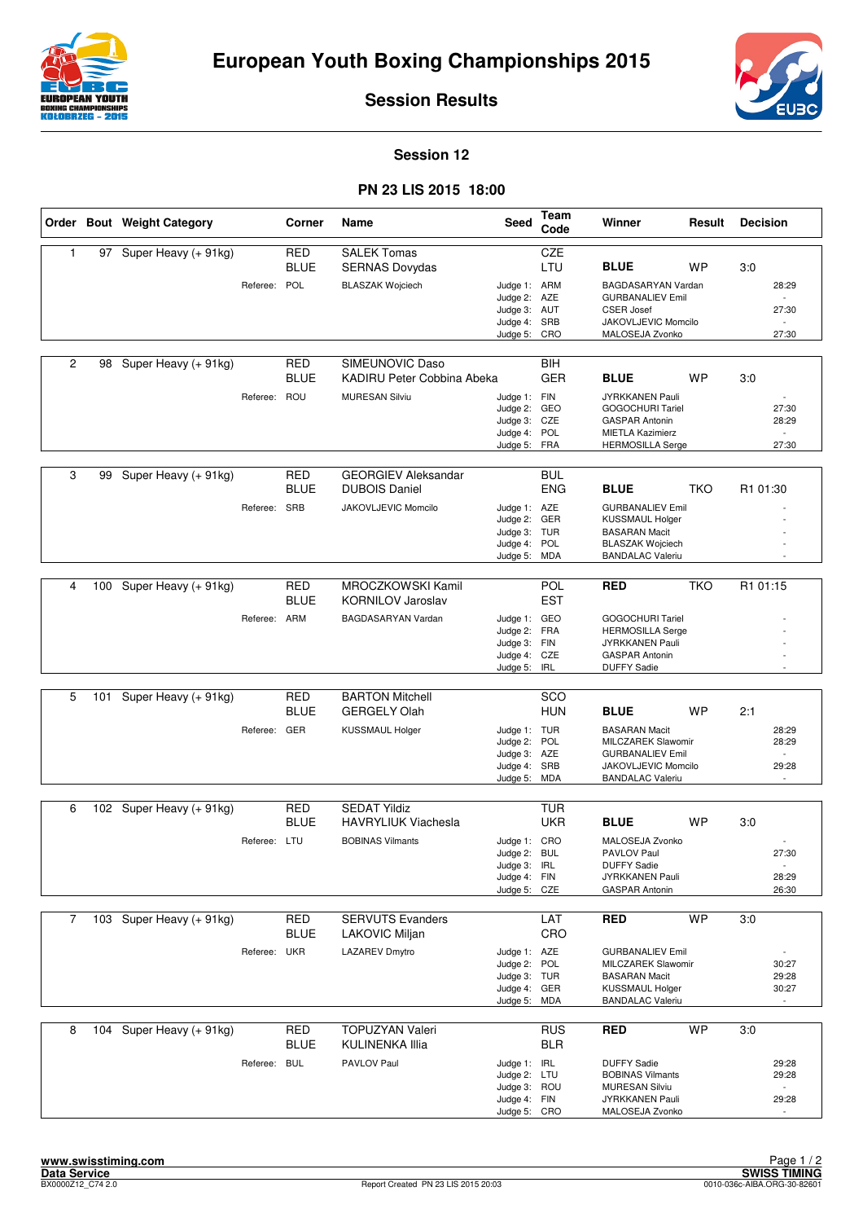# European Youth Boxing Championships 2015

## Session Results

### Session 12

### PN 23 LIS 2015 18:00

| Order | Bout | Weight Category | Corner | Name | Seed | Team Code | Winner | Result | Decision |
|---|---|---|---|---|---|---|---|---|---|
| 1 | 97 | Super Heavy (+ 91kg) | RED | SALEK Tomas | | CZE | | | |
| | | | BLUE | SERNAS Dovydas | | LTU | BLUE | WP | 3:0 |
| | | Referee: | POL | BLASZAK Wojciech | Judge 1: | ARM | BAGDASARYAN Vardan | | 28:29 |
| | | | | | Judge 2: | AZE | GURBANALIEV Emil | | - |
| | | | | | Judge 3: | AUT | CSER Josef | | 27:30 |
| | | | | | Judge 4: | SRB | JAKOVLJEVIC Momcilo | | - |
| | | | | | Judge 5: | CRO | MALOSEJA Zvonko | | 27:30 |
| 2 | 98 | Super Heavy (+ 91kg) | RED | SIMEUNOVIC Daso | | BIH | | | |
| | | | BLUE | KADIRU Peter Cobbina Abeka | | GER | BLUE | WP | 3:0 |
| | | Referee: | ROU | MURESAN Silviu | Judge 1: | FIN | JYRKKANEN Pauli | | - |
| | | | | | Judge 2: | GEO | GOGOCHURI Tariel | | 27:30 |
| | | | | | Judge 3: | CZE | GASPAR Antonin | | 28:29 |
| | | | | | Judge 4: | POL | MIETLA Kazimierz | | - |
| | | | | | Judge 5: | FRA | HERMOSILLA Serge | | 27:30 |
| 3 | 99 | Super Heavy (+ 91kg) | RED | GEORGIEV Aleksandar | | BUL | | | |
| | | | BLUE | DUBOIS Daniel | | ENG | BLUE | TKO | R1 01:30 |
| | | Referee: | SRB | JAKOVLJEVIC Momcilo | Judge 1: | AZE | GURBANALIEV Emil | | - |
| | | | | | Judge 2: | GER | KUSSMAUL Holger | | - |
| | | | | | Judge 3: | TUR | BASARAN Macit | | - |
| | | | | | Judge 4: | POL | BLASZAK Wojciech | | - |
| | | | | | Judge 5: | MDA | BANDALAC Valeriu | | - |
| 4 | 100 | Super Heavy (+ 91kg) | RED | MROCZKOWSKI Kamil | | POL | RED | TKO | R1 01:15 |
| | | | BLUE | KORNILOV Jaroslav | | EST | | | |
| | | Referee: | ARM | BAGDASARYAN Vardan | Judge 1: | GEO | GOGOCHURI Tariel | | - |
| | | | | | Judge 2: | FRA | HERMOSILLA Serge | | - |
| | | | | | Judge 3: | FIN | JYRKKANEN Pauli | | - |
| | | | | | Judge 4: | CZE | GASPAR Antonin | | - |
| | | | | | Judge 5: | IRL | DUFFY Sadie | | - |
| 5 | 101 | Super Heavy (+ 91kg) | RED | BARTON Mitchell | | SCO | | | |
| | | | BLUE | GERGELY Olah | | HUN | BLUE | WP | 2:1 |
| | | Referee: | GER | KUSSMAUL Holger | Judge 1: | TUR | BASARAN Macit | | 28:29 |
| | | | | | Judge 2: | POL | MILCZAREK Slawomir | | 28:29 |
| | | | | | Judge 3: | AZE | GURBANALIEV Emil | | - |
| | | | | | Judge 4: | SRB | JAKOVLJEVIC Momcilo | | 29:28 |
| | | | | | Judge 5: | MDA | BANDALAC Valeriu | | - |
| 6 | 102 | Super Heavy (+ 91kg) | RED | SEDAT Yildiz | | TUR | | | |
| | | | BLUE | HAVRYLIUK Viachesla | | UKR | BLUE | WP | 3:0 |
| | | Referee: | LTU | BOBINAS Vilmants | Judge 1: | CRO | MALOSEJA Zvonko | | - |
| | | | | | Judge 2: | BUL | PAVLOV Paul | | 27:30 |
| | | | | | Judge 3: | IRL | DUFFY Sadie | | - |
| | | | | | Judge 4: | FIN | JYRKKANEN Pauli | | 28:29 |
| | | | | | Judge 5: | CZE | GASPAR Antonin | | 26:30 |
| 7 | 103 | Super Heavy (+ 91kg) | RED | SERVUTS Evanders | | LAT | RED | WP | 3:0 |
| | | | BLUE | LAKOVIC Miljan | | CRO | | | |
| | | Referee: | UKR | LAZAREV Dmytro | Judge 1: | AZE | GURBANALIEV Emil | | - |
| | | | | | Judge 2: | POL | MILCZAREK Slawomir | | 30:27 |
| | | | | | Judge 3: | TUR | BASARAN Macit | | 29:28 |
| | | | | | Judge 4: | GER | KUSSMAUL Holger | | 30:27 |
| | | | | | Judge 5: | MDA | BANDALAC Valeriu | | - |
| 8 | 104 | Super Heavy (+ 91kg) | RED | TOPUZYAN Valeri | | RUS | RED | WP | 3:0 |
| | | | BLUE | KULINENKA Illia | | BLR | | | |
| | | Referee: | BUL | PAVLOV Paul | Judge 1: | IRL | DUFFY Sadie | | 29:28 |
| | | | | | Judge 2: | LTU | BOBINAS Vilmants | | 29:28 |
| | | | | | Judge 3: | ROU | MURESAN Silviu | | - |
| | | | | | Judge 4: | FIN | JYRKKANEN Pauli | | 29:28 |
| | | | | | Judge 5: | CRO | MALOSEJA Zvonko | | - |

www.swisstiming.com
Data Service
BX0000Z12_C74 2.0

Report Created PN 23 LIS 2015 20:03

SWISS TIMING
0010-036c-AIBA.ORG-30-82601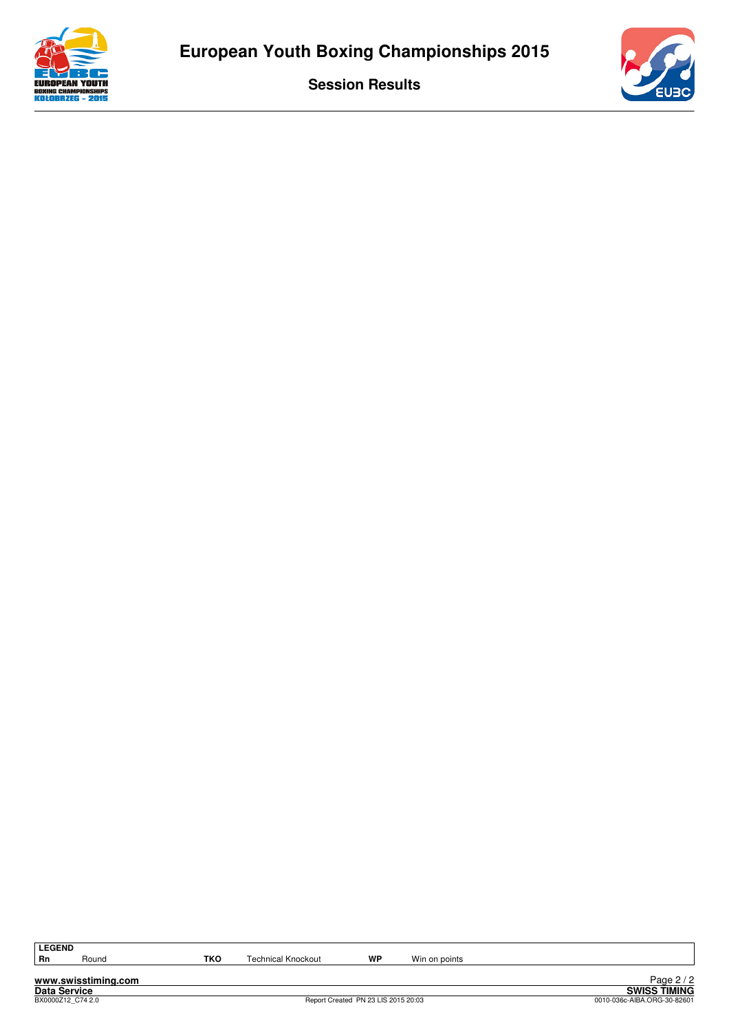# European Youth Boxing Championships 2015

## Session Results

| LEGEND | | | | | |
|---|---|---|---|---|---|
| Rn | Round | TKO | Technical Knockout | WP | Win on points |